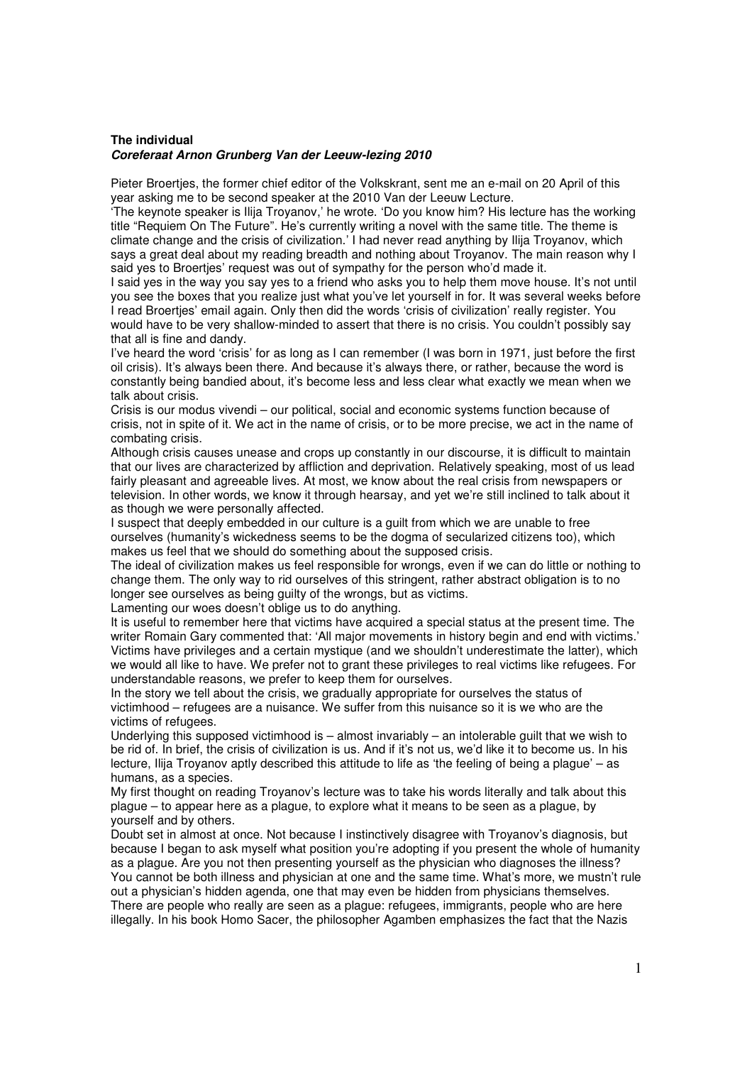**The individual**
***Coreferaat Arnon Grunberg Van der Leeuw-lezing 2010***

Pieter Broertjes, the former chief editor of the Volkskrant, sent me an e-mail on 20 April of this year asking me to be second speaker at the 2010 Van der Leeuw Lecture.

'The keynote speaker is Ilija Troyanov,' he wrote. 'Do you know him? His lecture has the working title "Requiem On The Future". He's currently writing a novel with the same title. The theme is climate change and the crisis of civilization.' I had never read anything by Ilija Troyanov, which says a great deal about my reading breadth and nothing about Troyanov. The main reason why I said yes to Broertjes' request was out of sympathy for the person who'd made it.

I said yes in the way you say yes to a friend who asks you to help them move house. It's not until you see the boxes that you realize just what you've let yourself in for. It was several weeks before I read Broertjes' email again. Only then did the words 'crisis of civilization' really register. You would have to be very shallow-minded to assert that there is no crisis. You couldn't possibly say that all is fine and dandy.

I've heard the word 'crisis' for as long as I can remember (I was born in 1971, just before the first oil crisis). It's always been there. And because it's always there, or rather, because the word is constantly being bandied about, it's become less and less clear what exactly we mean when we talk about crisis.

Crisis is our modus vivendi – our political, social and economic systems function because of crisis, not in spite of it. We act in the name of crisis, or to be more precise, we act in the name of combating crisis.

Although crisis causes unease and crops up constantly in our discourse, it is difficult to maintain that our lives are characterized by affliction and deprivation. Relatively speaking, most of us lead fairly pleasant and agreeable lives. At most, we know about the real crisis from newspapers or television. In other words, we know it through hearsay, and yet we're still inclined to talk about it as though we were personally affected.

I suspect that deeply embedded in our culture is a guilt from which we are unable to free ourselves (humanity's wickedness seems to be the dogma of secularized citizens too), which makes us feel that we should do something about the supposed crisis.

The ideal of civilization makes us feel responsible for wrongs, even if we can do little or nothing to change them. The only way to rid ourselves of this stringent, rather abstract obligation is to no longer see ourselves as being guilty of the wrongs, but as victims.

Lamenting our woes doesn't oblige us to do anything.

It is useful to remember here that victims have acquired a special status at the present time. The writer Romain Gary commented that: 'All major movements in history begin and end with victims.' Victims have privileges and a certain mystique (and we shouldn't underestimate the latter), which we would all like to have. We prefer not to grant these privileges to real victims like refugees. For understandable reasons, we prefer to keep them for ourselves.

In the story we tell about the crisis, we gradually appropriate for ourselves the status of victimhood – refugees are a nuisance. We suffer from this nuisance so it is we who are the victims of refugees.

Underlying this supposed victimhood is – almost invariably – an intolerable guilt that we wish to be rid of. In brief, the crisis of civilization is us. And if it's not us, we'd like it to become us. In his lecture, Ilija Troyanov aptly described this attitude to life as 'the feeling of being a plague' – as humans, as a species.

My first thought on reading Troyanov's lecture was to take his words literally and talk about this plague – to appear here as a plague, to explore what it means to be seen as a plague, by yourself and by others.

Doubt set in almost at once. Not because I instinctively disagree with Troyanov's diagnosis, but because I began to ask myself what position you're adopting if you present the whole of humanity as a plague. Are you not then presenting yourself as the physician who diagnoses the illness? You cannot be both illness and physician at one and the same time. What's more, we mustn't rule out a physician's hidden agenda, one that may even be hidden from physicians themselves.

There are people who really are seen as a plague: refugees, immigrants, people who are here illegally. In his book Homo Sacer, the philosopher Agamben emphasizes the fact that the Nazis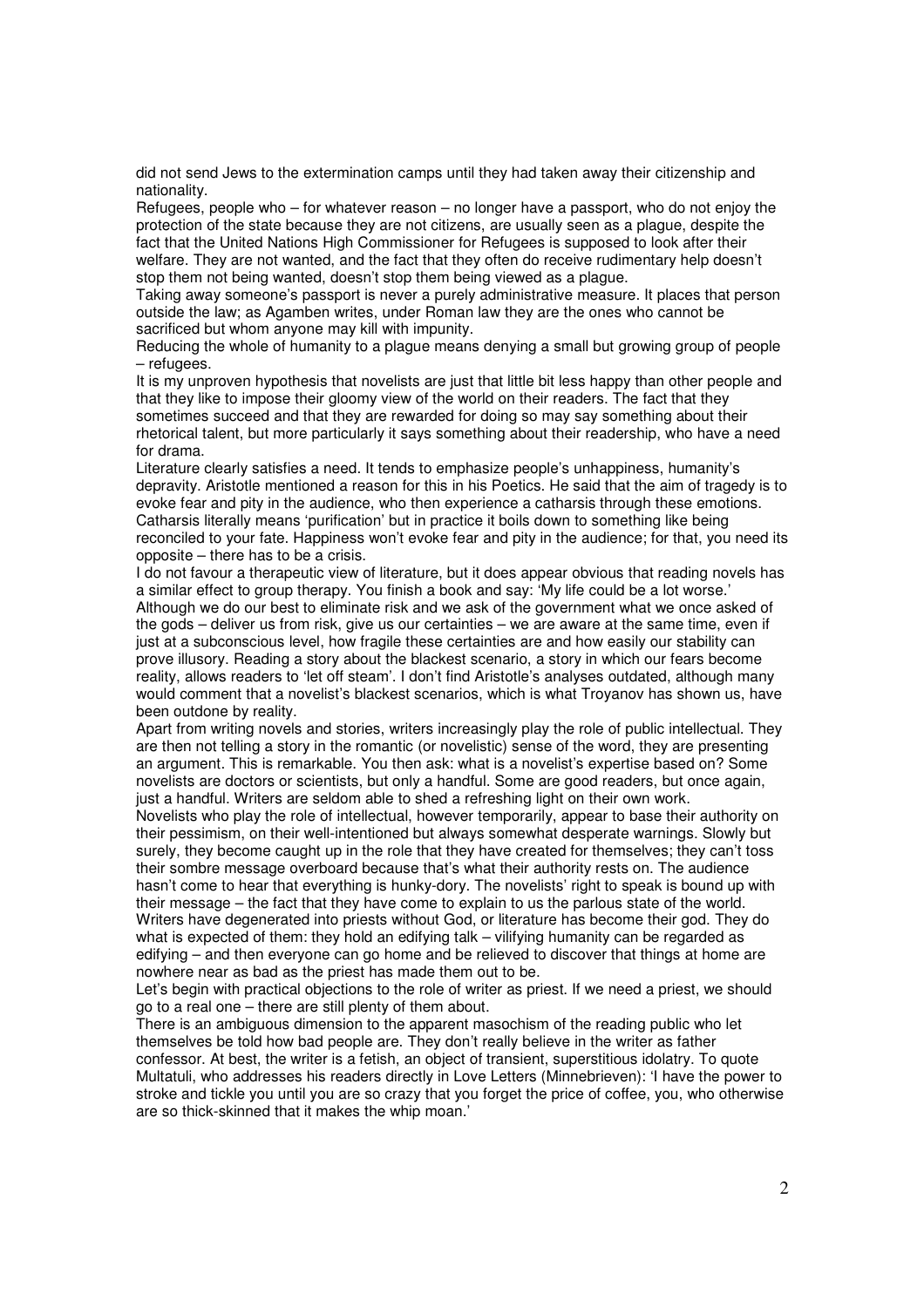did not send Jews to the extermination camps until they had taken away their citizenship and nationality.

Refugees, people who – for whatever reason – no longer have a passport, who do not enjoy the protection of the state because they are not citizens, are usually seen as a plague, despite the fact that the United Nations High Commissioner for Refugees is supposed to look after their welfare. They are not wanted, and the fact that they often do receive rudimentary help doesn't stop them not being wanted, doesn't stop them being viewed as a plague.

Taking away someone's passport is never a purely administrative measure. It places that person outside the law; as Agamben writes, under Roman law they are the ones who cannot be sacrificed but whom anyone may kill with impunity.

Reducing the whole of humanity to a plague means denying a small but growing group of people – refugees.

It is my unproven hypothesis that novelists are just that little bit less happy than other people and that they like to impose their gloomy view of the world on their readers. The fact that they sometimes succeed and that they are rewarded for doing so may say something about their rhetorical talent, but more particularly it says something about their readership, who have a need for drama.

Literature clearly satisfies a need. It tends to emphasize people's unhappiness, humanity's depravity. Aristotle mentioned a reason for this in his Poetics. He said that the aim of tragedy is to evoke fear and pity in the audience, who then experience a catharsis through these emotions. Catharsis literally means 'purification' but in practice it boils down to something like being reconciled to your fate. Happiness won't evoke fear and pity in the audience; for that, you need its opposite – there has to be a crisis.

I do not favour a therapeutic view of literature, but it does appear obvious that reading novels has a similar effect to group therapy. You finish a book and say: 'My life could be a lot worse.' Although we do our best to eliminate risk and we ask of the government what we once asked of the gods – deliver us from risk, give us our certainties – we are aware at the same time, even if just at a subconscious level, how fragile these certainties are and how easily our stability can prove illusory. Reading a story about the blackest scenario, a story in which our fears become reality, allows readers to 'let off steam'. I don't find Aristotle's analyses outdated, although many would comment that a novelist's blackest scenarios, which is what Troyanov has shown us, have been outdone by reality.

Apart from writing novels and stories, writers increasingly play the role of public intellectual. They are then not telling a story in the romantic (or novelistic) sense of the word, they are presenting an argument. This is remarkable. You then ask: what is a novelist's expertise based on? Some novelists are doctors or scientists, but only a handful. Some are good readers, but once again, just a handful. Writers are seldom able to shed a refreshing light on their own work.

Novelists who play the role of intellectual, however temporarily, appear to base their authority on their pessimism, on their well-intentioned but always somewhat desperate warnings. Slowly but surely, they become caught up in the role that they have created for themselves; they can't toss their sombre message overboard because that's what their authority rests on. The audience hasn't come to hear that everything is hunky-dory. The novelists' right to speak is bound up with their message – the fact that they have come to explain to us the parlous state of the world. Writers have degenerated into priests without God, or literature has become their god. They do what is expected of them: they hold an edifying talk – vilifying humanity can be regarded as edifying – and then everyone can go home and be relieved to discover that things at home are nowhere near as bad as the priest has made them out to be.

Let's begin with practical objections to the role of writer as priest. If we need a priest, we should go to a real one – there are still plenty of them about.

There is an ambiguous dimension to the apparent masochism of the reading public who let themselves be told how bad people are. They don't really believe in the writer as father confessor. At best, the writer is a fetish, an object of transient, superstitious idolatry. To quote Multatuli, who addresses his readers directly in Love Letters (Minnebrieven): 'I have the power to stroke and tickle you until you are so crazy that you forget the price of coffee, you, who otherwise are so thick-skinned that it makes the whip moan.'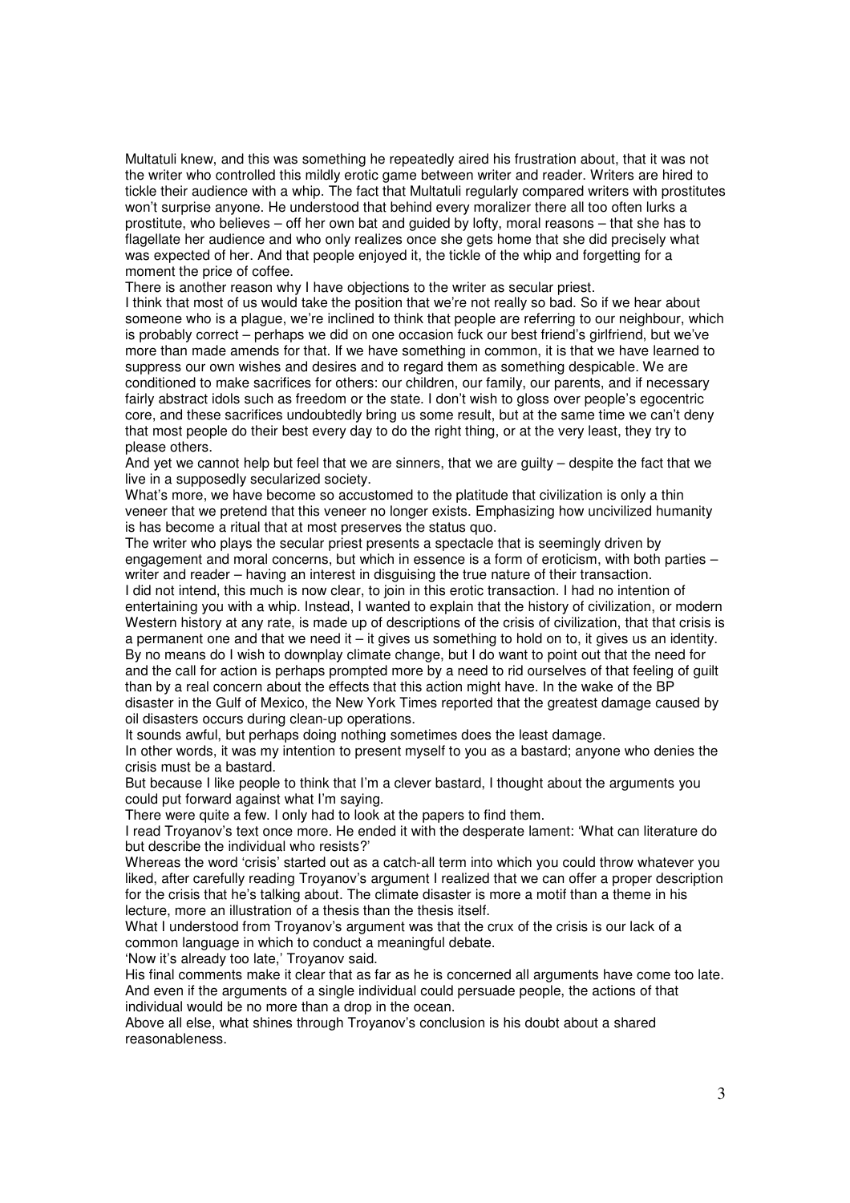Multatuli knew, and this was something he repeatedly aired his frustration about, that it was not the writer who controlled this mildly erotic game between writer and reader. Writers are hired to tickle their audience with a whip. The fact that Multatuli regularly compared writers with prostitutes won't surprise anyone. He understood that behind every moralizer there all too often lurks a prostitute, who believes – off her own bat and guided by lofty, moral reasons – that she has to flagellate her audience and who only realizes once she gets home that she did precisely what was expected of her. And that people enjoyed it, the tickle of the whip and forgetting for a moment the price of coffee.

There is another reason why I have objections to the writer as secular priest.

I think that most of us would take the position that we're not really so bad. So if we hear about someone who is a plague, we're inclined to think that people are referring to our neighbour, which is probably correct – perhaps we did on one occasion fuck our best friend's girlfriend, but we've more than made amends for that. If we have something in common, it is that we have learned to suppress our own wishes and desires and to regard them as something despicable. We are conditioned to make sacrifices for others: our children, our family, our parents, and if necessary fairly abstract idols such as freedom or the state. I don't wish to gloss over people's egocentric core, and these sacrifices undoubtedly bring us some result, but at the same time we can't deny that most people do their best every day to do the right thing, or at the very least, they try to please others.

And yet we cannot help but feel that we are sinners, that we are guilty – despite the fact that we live in a supposedly secularized society.

What's more, we have become so accustomed to the platitude that civilization is only a thin veneer that we pretend that this veneer no longer exists. Emphasizing how uncivilized humanity is has become a ritual that at most preserves the status quo.

The writer who plays the secular priest presents a spectacle that is seemingly driven by engagement and moral concerns, but which in essence is a form of eroticism, with both parties – writer and reader – having an interest in disguising the true nature of their transaction.

I did not intend, this much is now clear, to join in this erotic transaction. I had no intention of entertaining you with a whip. Instead, I wanted to explain that the history of civilization, or modern Western history at any rate, is made up of descriptions of the crisis of civilization, that that crisis is a permanent one and that we need it – it gives us something to hold on to, it gives us an identity. By no means do I wish to downplay climate change, but I do want to point out that the need for and the call for action is perhaps prompted more by a need to rid ourselves of that feeling of guilt than by a real concern about the effects that this action might have. In the wake of the BP disaster in the Gulf of Mexico, the New York Times reported that the greatest damage caused by oil disasters occurs during clean-up operations.

It sounds awful, but perhaps doing nothing sometimes does the least damage.

In other words, it was my intention to present myself to you as a bastard; anyone who denies the crisis must be a bastard.

But because I like people to think that I'm a clever bastard, I thought about the arguments you could put forward against what I'm saying.

There were quite a few. I only had to look at the papers to find them.

I read Troyanov's text once more. He ended it with the desperate lament: 'What can literature do but describe the individual who resists?'

Whereas the word 'crisis' started out as a catch-all term into which you could throw whatever you liked, after carefully reading Troyanov's argument I realized that we can offer a proper description for the crisis that he's talking about. The climate disaster is more a motif than a theme in his lecture, more an illustration of a thesis than the thesis itself.

What I understood from Troyanov's argument was that the crux of the crisis is our lack of a common language in which to conduct a meaningful debate.

'Now it's already too late,' Troyanov said.

His final comments make it clear that as far as he is concerned all arguments have come too late. And even if the arguments of a single individual could persuade people, the actions of that individual would be no more than a drop in the ocean.

Above all else, what shines through Troyanov's conclusion is his doubt about a shared reasonableness.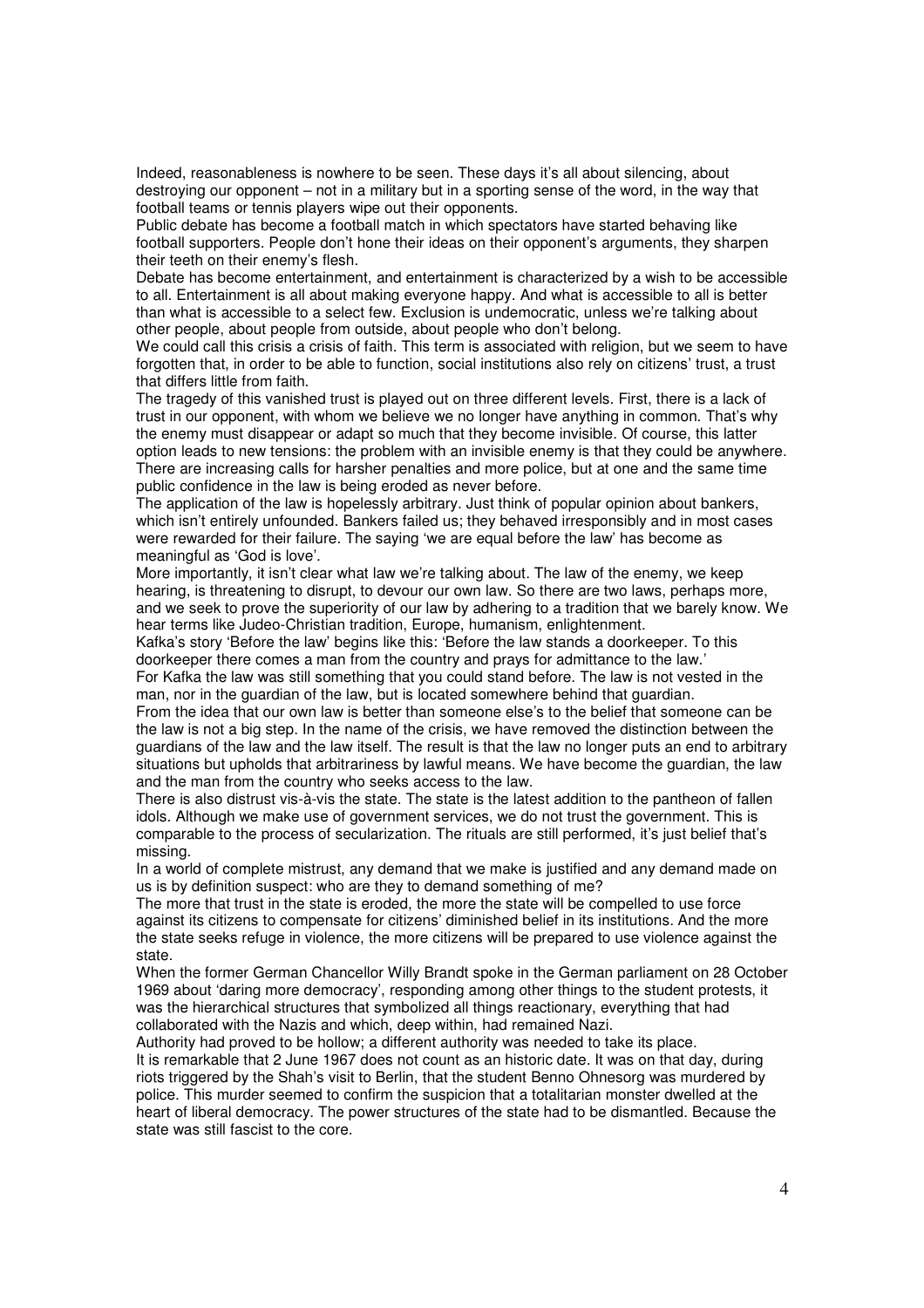Indeed, reasonableness is nowhere to be seen. These days it's all about silencing, about destroying our opponent – not in a military but in a sporting sense of the word, in the way that football teams or tennis players wipe out their opponents.

Public debate has become a football match in which spectators have started behaving like football supporters. People don't hone their ideas on their opponent's arguments, they sharpen their teeth on their enemy's flesh.

Debate has become entertainment, and entertainment is characterized by a wish to be accessible to all. Entertainment is all about making everyone happy. And what is accessible to all is better than what is accessible to a select few. Exclusion is undemocratic, unless we're talking about other people, about people from outside, about people who don't belong.

We could call this crisis a crisis of faith. This term is associated with religion, but we seem to have forgotten that, in order to be able to function, social institutions also rely on citizens' trust, a trust that differs little from faith.

The tragedy of this vanished trust is played out on three different levels. First, there is a lack of trust in our opponent, with whom we believe we no longer have anything in common. That's why the enemy must disappear or adapt so much that they become invisible. Of course, this latter option leads to new tensions: the problem with an invisible enemy is that they could be anywhere. There are increasing calls for harsher penalties and more police, but at one and the same time public confidence in the law is being eroded as never before.

The application of the law is hopelessly arbitrary. Just think of popular opinion about bankers, which isn't entirely unfounded. Bankers failed us; they behaved irresponsibly and in most cases were rewarded for their failure. The saying 'we are equal before the law' has become as meaningful as 'God is love'.

More importantly, it isn't clear what law we're talking about. The law of the enemy, we keep hearing, is threatening to disrupt, to devour our own law. So there are two laws, perhaps more, and we seek to prove the superiority of our law by adhering to a tradition that we barely know. We hear terms like Judeo-Christian tradition, Europe, humanism, enlightenment.

Kafka's story 'Before the law' begins like this: 'Before the law stands a doorkeeper. To this doorkeeper there comes a man from the country and prays for admittance to the law.'

For Kafka the law was still something that you could stand before. The law is not vested in the man, nor in the guardian of the law, but is located somewhere behind that guardian.

From the idea that our own law is better than someone else's to the belief that someone can be the law is not a big step. In the name of the crisis, we have removed the distinction between the guardians of the law and the law itself. The result is that the law no longer puts an end to arbitrary situations but upholds that arbitrariness by lawful means. We have become the guardian, the law and the man from the country who seeks access to the law.

There is also distrust vis-à-vis the state. The state is the latest addition to the pantheon of fallen idols. Although we make use of government services, we do not trust the government. This is comparable to the process of secularization. The rituals are still performed, it's just belief that's missing.

In a world of complete mistrust, any demand that we make is justified and any demand made on us is by definition suspect: who are they to demand something of me?

The more that trust in the state is eroded, the more the state will be compelled to use force against its citizens to compensate for citizens' diminished belief in its institutions. And the more the state seeks refuge in violence, the more citizens will be prepared to use violence against the state.

When the former German Chancellor Willy Brandt spoke in the German parliament on 28 October 1969 about 'daring more democracy', responding among other things to the student protests, it was the hierarchical structures that symbolized all things reactionary, everything that had collaborated with the Nazis and which, deep within, had remained Nazi.

Authority had proved to be hollow; a different authority was needed to take its place.

It is remarkable that 2 June 1967 does not count as an historic date. It was on that day, during riots triggered by the Shah's visit to Berlin, that the student Benno Ohnesorg was murdered by police. This murder seemed to confirm the suspicion that a totalitarian monster dwelled at the heart of liberal democracy. The power structures of the state had to be dismantled. Because the state was still fascist to the core.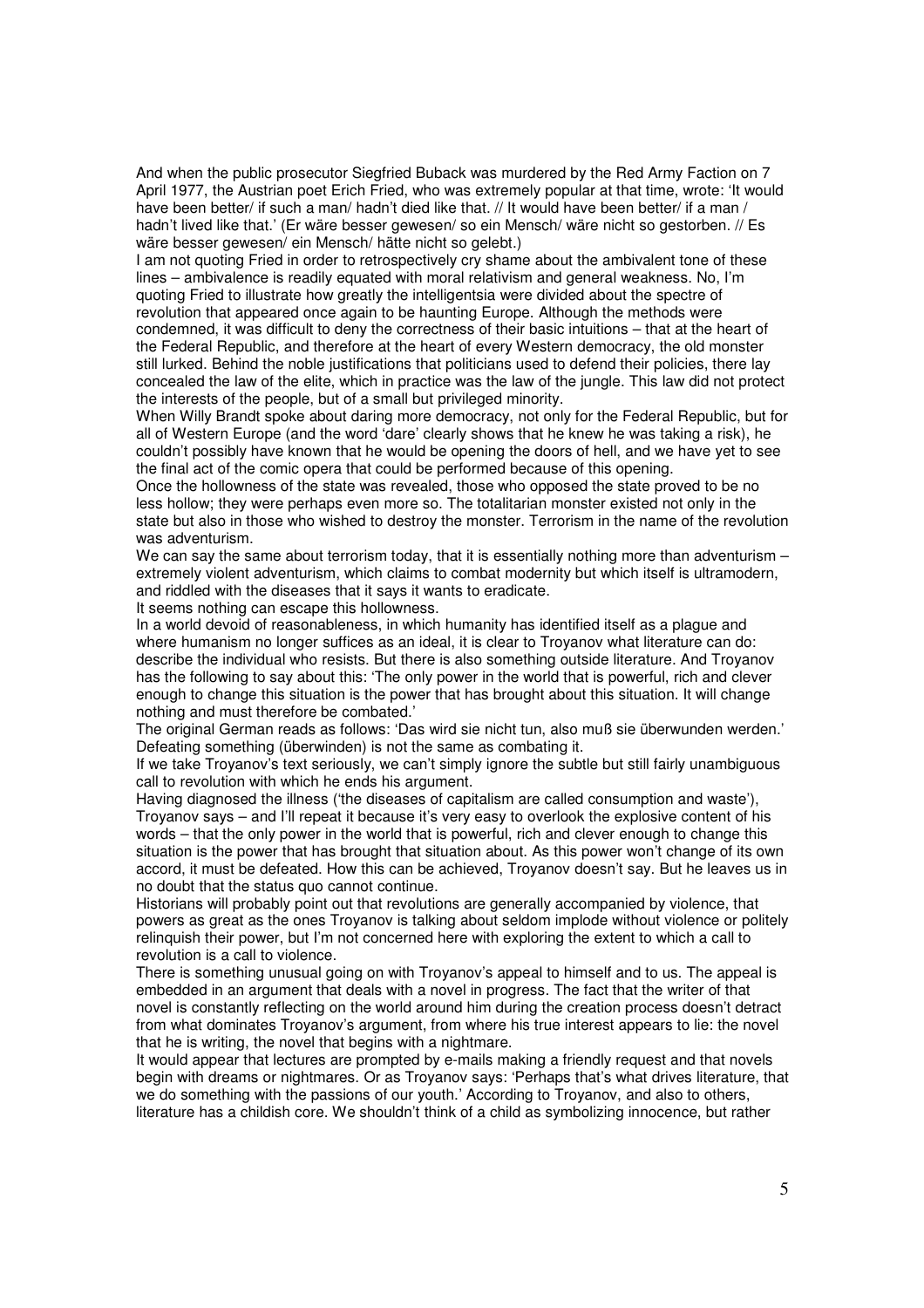And when the public prosecutor Siegfried Buback was murdered by the Red Army Faction on 7 April 1977, the Austrian poet Erich Fried, who was extremely popular at that time, wrote: 'It would have been better/ if such a man/ hadn't died like that. // It would have been better/ if a man / hadn't lived like that.' (Er wäre besser gewesen/ so ein Mensch/ wäre nicht so gestorben. // Es wäre besser gewesen/ ein Mensch/ hätte nicht so gelebt.)

I am not quoting Fried in order to retrospectively cry shame about the ambivalent tone of these lines – ambivalence is readily equated with moral relativism and general weakness. No, I'm quoting Fried to illustrate how greatly the intelligentsia were divided about the spectre of revolution that appeared once again to be haunting Europe. Although the methods were condemned, it was difficult to deny the correctness of their basic intuitions – that at the heart of the Federal Republic, and therefore at the heart of every Western democracy, the old monster still lurked. Behind the noble justifications that politicians used to defend their policies, there lay concealed the law of the elite, which in practice was the law of the jungle. This law did not protect the interests of the people, but of a small but privileged minority.

When Willy Brandt spoke about daring more democracy, not only for the Federal Republic, but for all of Western Europe (and the word 'dare' clearly shows that he knew he was taking a risk), he couldn't possibly have known that he would be opening the doors of hell, and we have yet to see the final act of the comic opera that could be performed because of this opening.

Once the hollowness of the state was revealed, those who opposed the state proved to be no less hollow; they were perhaps even more so. The totalitarian monster existed not only in the state but also in those who wished to destroy the monster. Terrorism in the name of the revolution was adventurism.

We can say the same about terrorism today, that it is essentially nothing more than adventurism – extremely violent adventurism, which claims to combat modernity but which itself is ultramodern, and riddled with the diseases that it says it wants to eradicate.

It seems nothing can escape this hollowness.

In a world devoid of reasonableness, in which humanity has identified itself as a plague and where humanism no longer suffices as an ideal, it is clear to Troyanov what literature can do: describe the individual who resists. But there is also something outside literature. And Troyanov has the following to say about this: 'The only power in the world that is powerful, rich and clever enough to change this situation is the power that has brought about this situation. It will change nothing and must therefore be combated.'

The original German reads as follows: 'Das wird sie nicht tun, also muß sie überwunden werden.' Defeating something (überwinden) is not the same as combating it.

If we take Troyanov's text seriously, we can't simply ignore the subtle but still fairly unambiguous call to revolution with which he ends his argument.

Having diagnosed the illness ('the diseases of capitalism are called consumption and waste'), Troyanov says – and I'll repeat it because it's very easy to overlook the explosive content of his words – that the only power in the world that is powerful, rich and clever enough to change this situation is the power that has brought that situation about. As this power won't change of its own accord, it must be defeated. How this can be achieved, Troyanov doesn't say. But he leaves us in no doubt that the status quo cannot continue.

Historians will probably point out that revolutions are generally accompanied by violence, that powers as great as the ones Troyanov is talking about seldom implode without violence or politely relinquish their power, but I'm not concerned here with exploring the extent to which a call to revolution is a call to violence.

There is something unusual going on with Troyanov's appeal to himself and to us. The appeal is embedded in an argument that deals with a novel in progress. The fact that the writer of that novel is constantly reflecting on the world around him during the creation process doesn't detract from what dominates Troyanov's argument, from where his true interest appears to lie: the novel that he is writing, the novel that begins with a nightmare.

It would appear that lectures are prompted by e-mails making a friendly request and that novels begin with dreams or nightmares. Or as Troyanov says: 'Perhaps that's what drives literature, that we do something with the passions of our youth.' According to Troyanov, and also to others, literature has a childish core. We shouldn't think of a child as symbolizing innocence, but rather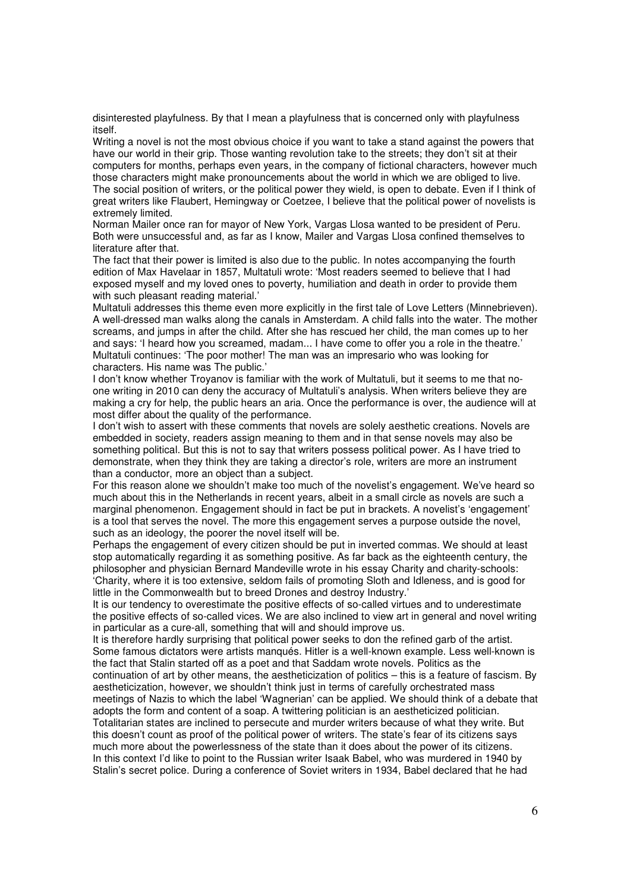disinterested playfulness. By that I mean a playfulness that is concerned only with playfulness itself.

Writing a novel is not the most obvious choice if you want to take a stand against the powers that have our world in their grip. Those wanting revolution take to the streets; they don't sit at their computers for months, perhaps even years, in the company of fictional characters, however much those characters might make pronouncements about the world in which we are obliged to live.

The social position of writers, or the political power they wield, is open to debate. Even if I think of great writers like Flaubert, Hemingway or Coetzee, I believe that the political power of novelists is extremely limited.

Norman Mailer once ran for mayor of New York, Vargas Llosa wanted to be president of Peru. Both were unsuccessful and, as far as I know, Mailer and Vargas Llosa confined themselves to literature after that.

The fact that their power is limited is also due to the public. In notes accompanying the fourth edition of Max Havelaar in 1857, Multatuli wrote: 'Most readers seemed to believe that I had exposed myself and my loved ones to poverty, humiliation and death in order to provide them with such pleasant reading material.'

Multatuli addresses this theme even more explicitly in the first tale of Love Letters (Minnebrieven). A well-dressed man walks along the canals in Amsterdam. A child falls into the water. The mother screams, and jumps in after the child. After she has rescued her child, the man comes up to her and says: 'I heard how you screamed, madam... I have come to offer you a role in the theatre.' Multatuli continues: 'The poor mother! The man was an impresario who was looking for characters. His name was The public.'

I don't know whether Troyanov is familiar with the work of Multatuli, but it seems to me that no-one writing in 2010 can deny the accuracy of Multatuli's analysis. When writers believe they are making a cry for help, the public hears an aria. Once the performance is over, the audience will at most differ about the quality of the performance.

I don't wish to assert with these comments that novels are solely aesthetic creations. Novels are embedded in society, readers assign meaning to them and in that sense novels may also be something political. But this is not to say that writers possess political power. As I have tried to demonstrate, when they think they are taking a director's role, writers are more an instrument than a conductor, more an object than a subject.

For this reason alone we shouldn't make too much of the novelist's engagement. We've heard so much about this in the Netherlands in recent years, albeit in a small circle as novels are such a marginal phenomenon. Engagement should in fact be put in brackets. A novelist's 'engagement' is a tool that serves the novel. The more this engagement serves a purpose outside the novel, such as an ideology, the poorer the novel itself will be.

Perhaps the engagement of every citizen should be put in inverted commas. We should at least stop automatically regarding it as something positive. As far back as the eighteenth century, the philosopher and physician Bernard Mandeville wrote in his essay Charity and charity-schools: 'Charity, where it is too extensive, seldom fails of promoting Sloth and Idleness, and is good for little in the Commonwealth but to breed Drones and destroy Industry.'

It is our tendency to overestimate the positive effects of so-called virtues and to underestimate the positive effects of so-called vices. We are also inclined to view art in general and novel writing in particular as a cure-all, something that will and should improve us.

It is therefore hardly surprising that political power seeks to don the refined garb of the artist. Some famous dictators were artists manqués. Hitler is a well-known example. Less well-known is the fact that Stalin started off as a poet and that Saddam wrote novels. Politics as the continuation of art by other means, the aestheticization of politics – this is a feature of fascism. By aestheticization, however, we shouldn't think just in terms of carefully orchestrated mass meetings of Nazis to which the label 'Wagnerian' can be applied. We should think of a debate that adopts the form and content of a soap. A twittering politician is an aestheticized politician.

Totalitarian states are inclined to persecute and murder writers because of what they write. But this doesn't count as proof of the political power of writers. The state's fear of its citizens says much more about the powerlessness of the state than it does about the power of its citizens.

In this context I'd like to point to the Russian writer Isaak Babel, who was murdered in 1940 by Stalin's secret police. During a conference of Soviet writers in 1934, Babel declared that he had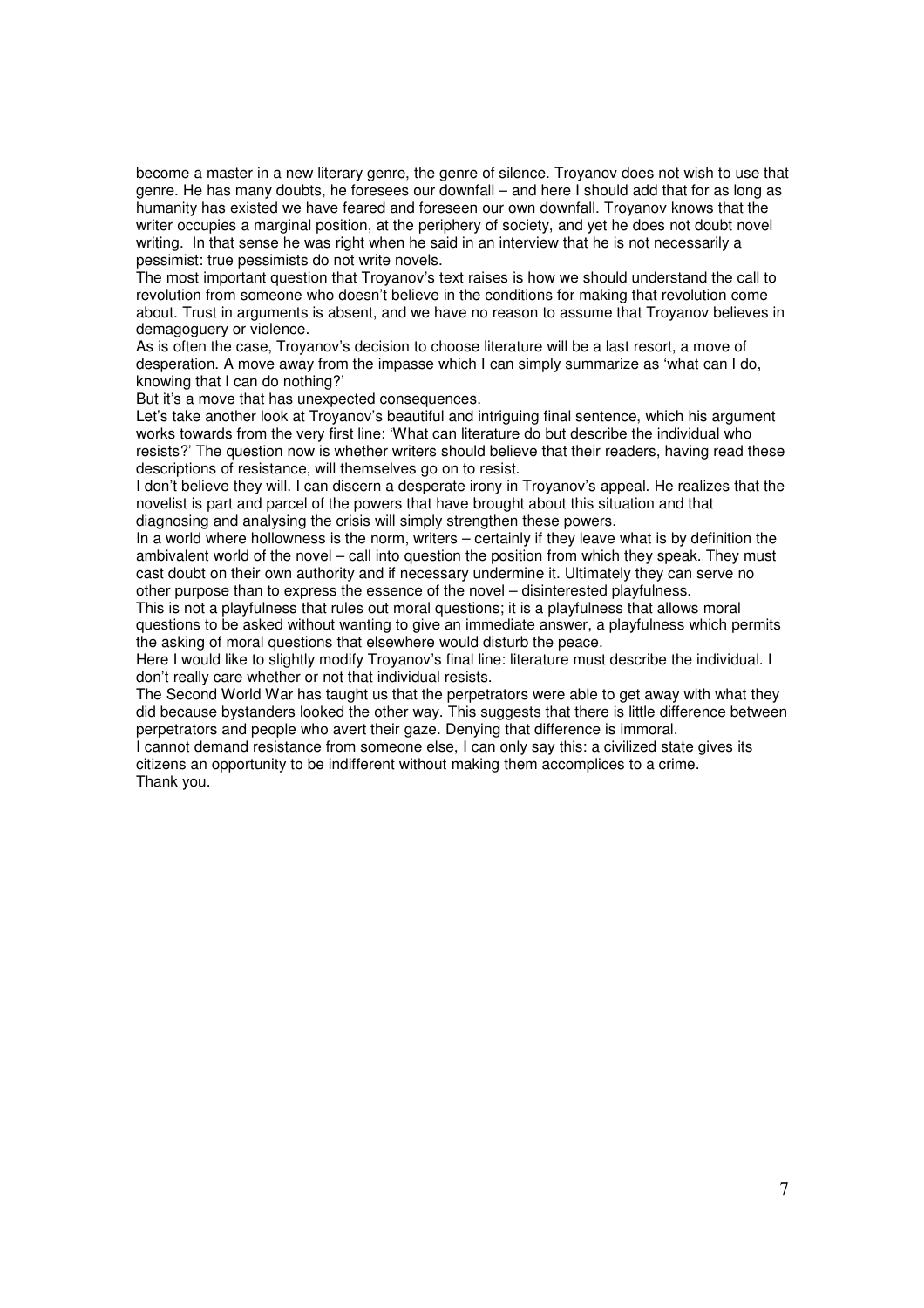become a master in a new literary genre, the genre of silence. Troyanov does not wish to use that genre. He has many doubts, he foresees our downfall – and here I should add that for as long as humanity has existed we have feared and foreseen our own downfall. Troyanov knows that the writer occupies a marginal position, at the periphery of society, and yet he does not doubt novel writing. In that sense he was right when he said in an interview that he is not necessarily a pessimist: true pessimists do not write novels.

The most important question that Troyanov's text raises is how we should understand the call to revolution from someone who doesn't believe in the conditions for making that revolution come about. Trust in arguments is absent, and we have no reason to assume that Troyanov believes in demagoguery or violence.

As is often the case, Troyanov's decision to choose literature will be a last resort, a move of desperation. A move away from the impasse which I can simply summarize as 'what can I do, knowing that I can do nothing?'

But it's a move that has unexpected consequences.

Let's take another look at Troyanov's beautiful and intriguing final sentence, which his argument works towards from the very first line: 'What can literature do but describe the individual who resists?' The question now is whether writers should believe that their readers, having read these descriptions of resistance, will themselves go on to resist.

I don't believe they will. I can discern a desperate irony in Troyanov's appeal. He realizes that the novelist is part and parcel of the powers that have brought about this situation and that diagnosing and analysing the crisis will simply strengthen these powers.

In a world where hollowness is the norm, writers – certainly if they leave what is by definition the ambivalent world of the novel – call into question the position from which they speak. They must cast doubt on their own authority and if necessary undermine it. Ultimately they can serve no other purpose than to express the essence of the novel – disinterested playfulness.

This is not a playfulness that rules out moral questions; it is a playfulness that allows moral questions to be asked without wanting to give an immediate answer, a playfulness which permits the asking of moral questions that elsewhere would disturb the peace.

Here I would like to slightly modify Troyanov's final line: literature must describe the individual. I don't really care whether or not that individual resists.

The Second World War has taught us that the perpetrators were able to get away with what they did because bystanders looked the other way. This suggests that there is little difference between perpetrators and people who avert their gaze. Denying that difference is immoral.

I cannot demand resistance from someone else, I can only say this: a civilized state gives its citizens an opportunity to be indifferent without making them accomplices to a crime.

Thank you.